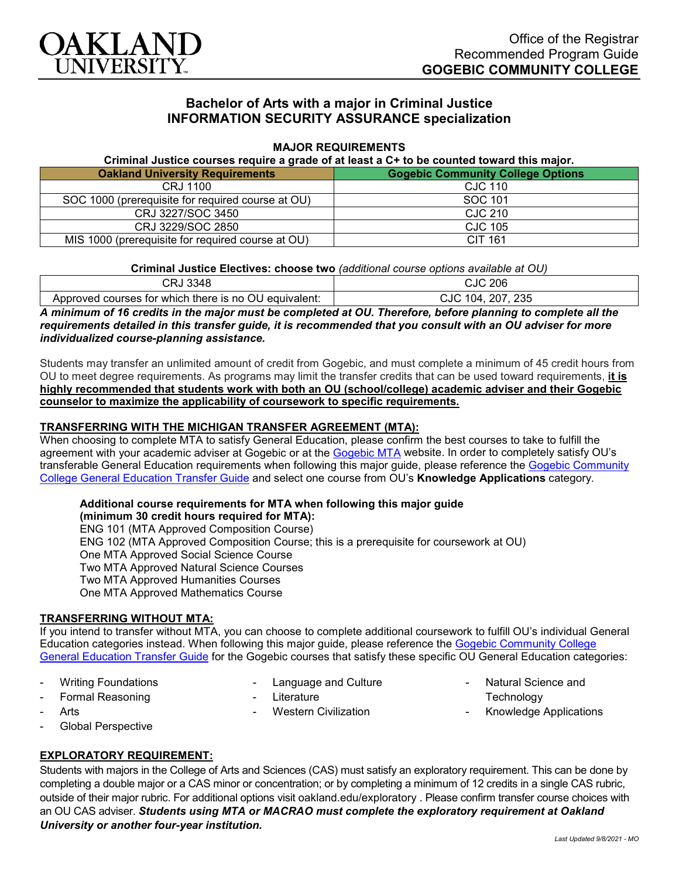Office of the Registrar
Recommended Program Guide
**GOGEBIC COMMUNITY COLLEGE**

# Bachelor of Arts with a major in Criminal Justice INFORMATION SECURITY ASSURANCE specialization

## MAJOR REQUIREMENTS

**Criminal Justice courses require a grade of at least a C+ to be counted toward this major.**

| Oakland University Requirements | Gogebic Community College Options |
|---|---|
| CRJ 1100 | CJC 110 |
| SOC 1000 (prerequisite for required course at OU) | SOC 101 |
| CRJ 3227/SOC 3450 | CJC 210 |
| CRJ 3229/SOC 2850 | CJC 105 |
| MIS 1000 (prerequisite for required course at OU) | CIT 161 |

**Criminal Justice Electives: choose two** *(additional course options available at OU)*

| | |
|---|---|
| CRJ 3348 | CJC 206 |
| Approved courses for which there is no OU equivalent: | CJC 104, 207, 235 |

***A minimum of 16 credits in the major must be completed at OU. Therefore, before planning to complete all the requirements detailed in this transfer guide, it is recommended that you consult with an OU adviser for more individualized course-planning assistance.***

Students may transfer an unlimited amount of credit from Gogebic, and must complete a minimum of 45 credit hours from OU to meet degree requirements. As programs may limit the transfer credits that can be used toward requirements, **it is highly recommended that students work with both an OU (school/college) academic adviser and their Gogebic counselor to maximize the applicability of coursework to specific requirements.**

### TRANSFERRING WITH THE MICHIGAN TRANSFER AGREEMENT (MTA):

When choosing to complete MTA to satisfy General Education, please confirm the best courses to take to fulfill the agreement with your academic adviser at Gogebic or at the Gogebic MTA website. In order to completely satisfy OU's transferable General Education requirements when following this major guide, please reference the Gogebic Community College General Education Transfer Guide and select one course from OU's **Knowledge Applications** category.

**Additional course requirements for MTA when following this major guide (minimum 30 credit hours required for MTA):**
ENG 101 (MTA Approved Composition Course)
ENG 102 (MTA Approved Composition Course; this is a prerequisite for coursework at OU)
One MTA Approved Social Science Course
Two MTA Approved Natural Science Courses
Two MTA Approved Humanities Courses
One MTA Approved Mathematics Course

### TRANSFERRING WITHOUT MTA:

If you intend to transfer without MTA, you can choose to complete additional coursework to fulfill OU's individual General Education categories instead. When following this major guide, please reference the Gogebic Community College General Education Transfer Guide for the Gogebic courses that satisfy these specific OU General Education categories:

- Writing Foundations
- Formal Reasoning
- Arts
- Global Perspective
- Language and Culture
- Literature
- Western Civilization
- Natural Science and Technology
- Knowledge Applications

### EXPLORATORY REQUIREMENT:

Students with majors in the College of Arts and Sciences (CAS) must satisfy an exploratory requirement. This can be done by completing a double major or a CAS minor or concentration; or by completing a minimum of 12 credits in a single CAS rubric, outside of their major rubric. For additional options visit oakland.edu/exploratory . Please confirm transfer course choices with an OU CAS adviser. ***Students using MTA or MACRAO must complete the exploratory requirement at Oakland University or another four-year institution.***

*Last Updated 9/8/2021 - MO*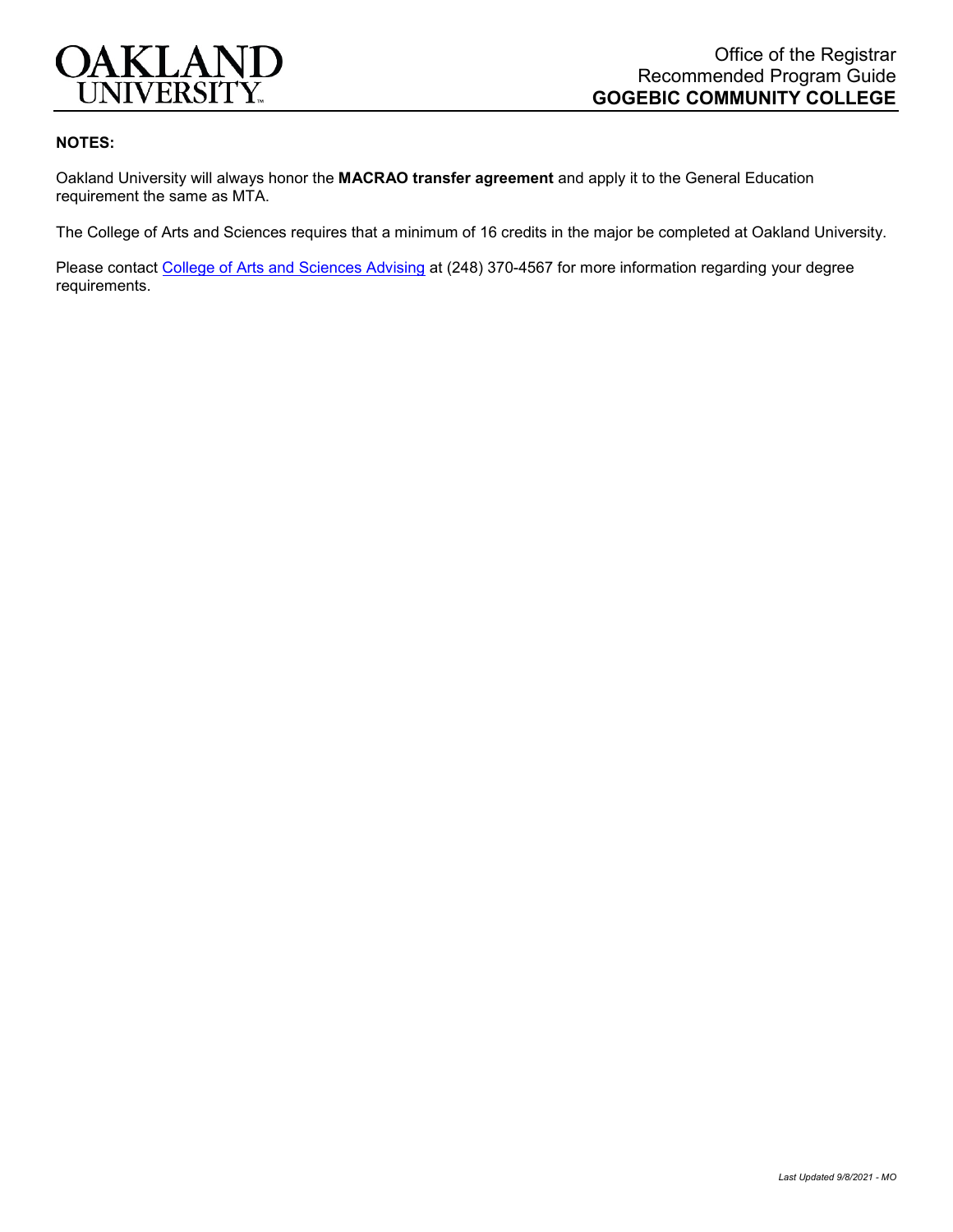**NOTES:**

Oakland University will always honor the **MACRAO transfer agreement** and apply it to the General Education requirement the same as MTA.

The College of Arts and Sciences requires that a minimum of 16 credits in the major be completed at Oakland University.

Please contact College of Arts and Sciences Advising at (248) 370-4567 for more information regarding your degree requirements.

*Last Updated 9/8/2021 - MO*